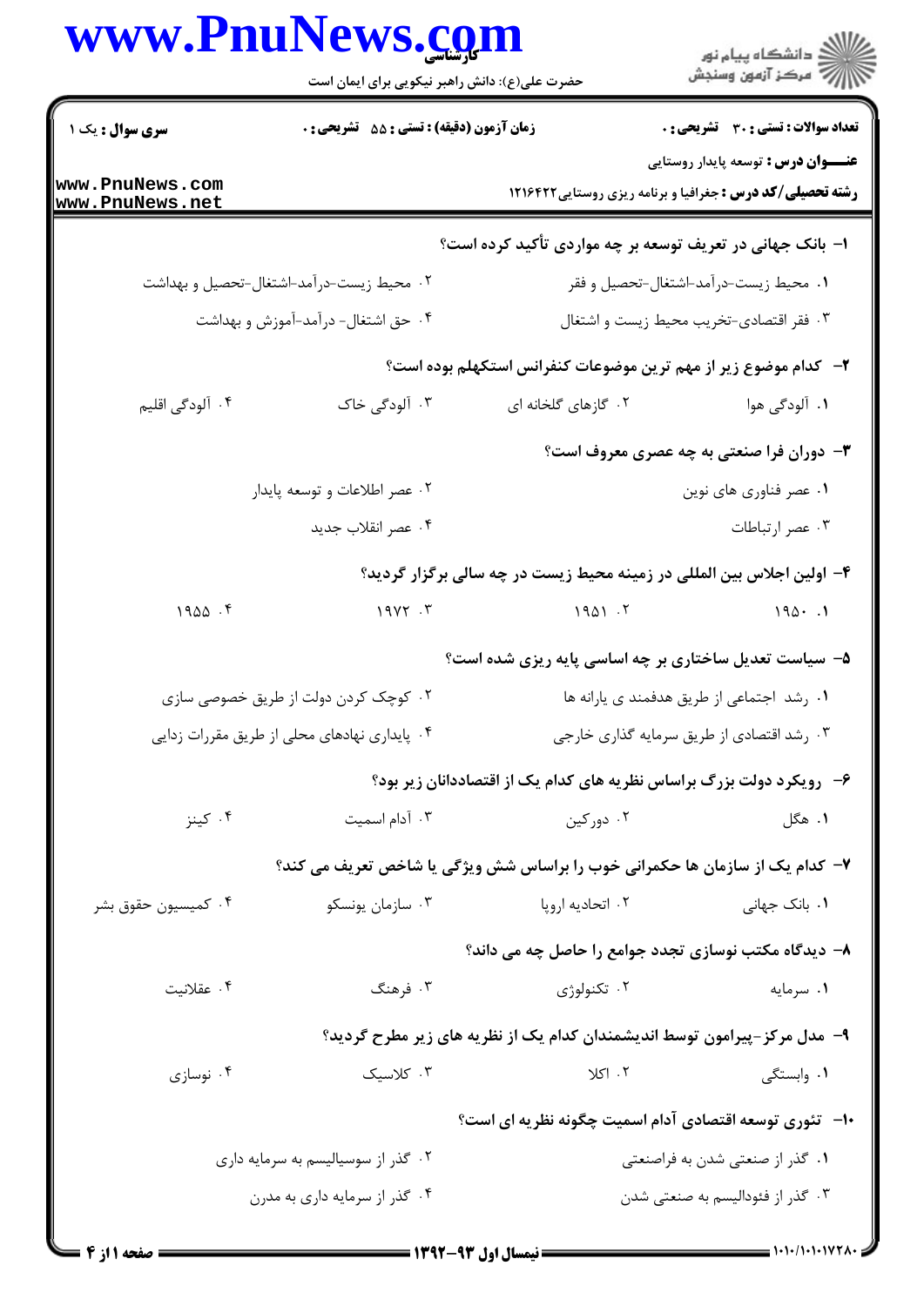**کارشناسی**

حضرت علی(ع): دانش راهبر نیکویی برای ایمان است

**سری سوال:** یک ۱

**زمان آزمون (دقیقه) : تستی : ۵۵ تشریحی : ۰**

**تعداد سوالات : تستی : ۳۰ تشریحی : ۰**

**عنـــوان درس :** توسعه پایدار روستایی

**رشته تحصیلی/کد درس :** جغرافیا و برنامه ریزی روستایی ۱۲۱۶۴۲۲

**۱- بانک جهانی در تعریف توسعه بر چه مواردی تأکید کرده است؟**

۱. محیط زیست-درآمد-اشتغال-تحصیل و فقر

۲. محیط زیست-درآمد-اشتغال-تحصیل و بهداشت

۳. فقر اقتصادی-تخریب محیط زیست و اشتغال

۴. حق اشتغال- درآمد-آموزش و بهداشت

**۲- کدام موضوع زیر از مهم ترین موضوعات کنفرانس استکهلم بوده است؟**

۱. آلودگی هوا

۲. گازهای گلخانه ای

۳. آلودگی خاک

۴. آلودگی اقلیم

**۳- دوران فرا صنعتی به چه عصری معروف است؟**

۱. عصر فناوری های نوین

۲. عصر اطلاعات و توسعه پایدار

۳. عصر ارتباطات

۴. عصر انقلاب جدید

**۴- اولین اجلاس بین المللی در زمینه محیط زیست در چه سالی برگزار گردید؟**

۱. ۱۹۵۰

۲. ۱۹۵۱

۳. ۱۹۷۲

۴. ۱۹۵۵

**۵- سیاست تعدیل ساختاری بر چه اساسی پایه ریزی شده است؟**

۱. رشد اجتماعی از طریق هدفمند ی یارانه ها

۲. کوچک کردن دولت از طریق خصوصی سازی

۳. رشد اقتصادی از طریق سرمایه گذاری خارجی

۴. پایداری نهادهای محلی از طریق مقررات زدایی

**۶- رویکرد دولت بزرگ براساس نظریه های کدام یک از اقتصاددانان زیر بود؟**

۱. هگل

۲. دورکین

۳. آدام اسمیت

۴. کینز

**۷- کدام یک از سازمان ها حکمرانی خوب را براساس شش ویژگی یا شاخص تعریف می کند؟**

۱. بانک جهانی

۲. اتحادیه اروپا

۳. سازمان یونسکو

۴. کمیسیون حقوق بشر

**۸- دیدگاه مکتب نوسازی تجدد جوامع را حاصل چه می داند؟**

۱. سرمایه

۲. تکنولوژی

۳. فرهنگ

۴. عقلانیت

**۹- مدل مرکز-پیرامون توسط اندیشمندان کدام یک از نظریه های زیر مطرح گردید؟**

۱. وابستگی

۲. اکلا

۳. کلاسیک

۴. نوسازی

**۱۰- تئوری توسعه اقتصادی آدام اسمیت چگونه نظریه ای است؟**

۱. گذر از صنعتی شدن به فراصنعتی

۲. گذر از سوسیالیسم به سرمایه داری

۳. گذر از فئودالیسم به صنعتی شدن

۴. گذر از سرمایه داری به مدرن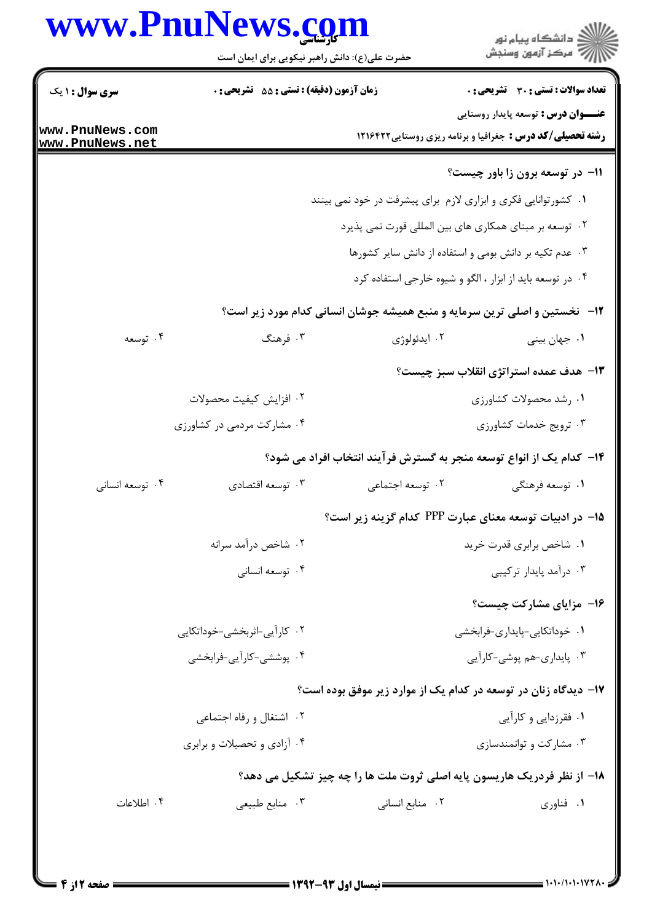**۱۱- در توسعه برون زا باور چیست؟**

۱. کشورتوانایی فکری و ابزاری لازم برای پیشرفت در خود نمی بینند

۲. توسعه بر مبنای همکاری های بین المللی قورت نمی پذیرد

۳. عدم تکیه بر دانش بومی و استفاده از دانش سایر کشورها

۴. در توسعه باید از ابزار ، الگو و شیوه خارجی استفاده کرد

**۱۲- نخستین و اصلی ترین سرمایه و منبع همیشه جوشان انسانی کدام مورد زیر است؟**

۱. جهان بینی ۲. ایدئولوژی ۳. فرهنگ ۴. توسعه

**۱۳- هدف عمده استراتژی انقلاب سبز چیست؟**

۱. رشد محصولات کشاورزی ۲. افزایش کیفیت محصولات

۳. ترویج خدمات کشاورزی ۴. مشارکت مردمی در کشاورزی

**۱۴- کدام یک از انواع توسعه منجر به گسترش فرآیند انتخاب افراد می شود؟**

۱. توسعه فرهنگی ۲. توسعه اجتماعی ۳. توسعه اقتصادی ۴. توسعه انسانی

**۱۵- در ادبیات توسعه معنای عبارت PPP کدام گزینه زیر است؟**

۱. شاخص برابری قدرت خرید ۲. شاخص درآمد سرانه

۳. درآمد پایدار ترکیبی ۴. توسعه انسانی

**۱۶- مزایای مشارکت چیست؟**

۱. خوداتکایی-پایداری-فرابخشی ۲. کارآیی-اثربخشی-خوداتکایی

۳. پایداری-هم پوشی-کارآیی ۴. پوششی-کارآیی-فرابخشی

**۱۷- دیدگاه زنان در توسعه در کدام یک از موارد زیر موفق بوده است؟**

۱. فقرزدایی و کارآیی ۲. اشتغال و رفاه اجتماعی

۳. مشارکت و توانمندسازی ۴. آزادی و تحصیلات و برابری

**۱۸- از نظر فردریک هاریسون پایه اصلی ثروت ملت ها را چه چیز تشکیل می دهد؟**

۱. فناوری ۲. منابع انسانی ۳. منابع طبیعی ۴. اطلاعات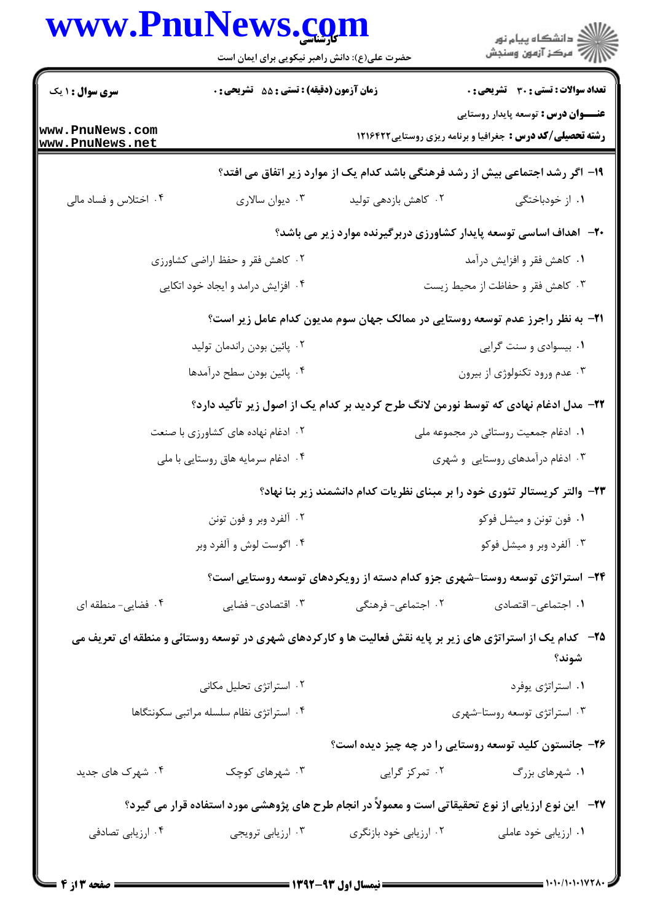**سری سوال :** ۱ یک

**زمان آزمون (دقیقه) : تستی :** ۵۵ **تشریحی :** ۰

**تعداد سوالات : تستی :** ۳۰ **تشریحی :** ۰

**عنـــوان درس :** توسعه پایدار روستایی

**رشته تحصیلی/کد درس :** جغرافیا و برنامه ریزی روستایی۱۲۱۶۴۲۲

---

**۱۹- اگر رشد اجتماعی بیش از رشد فرهنگی باشد کدام یک از موارد زیر اتفاق می افتد؟**

۱. از خودباختگی

۲. کاهش بازدهی تولید

۳. دیوان سالاری

۴. اختلاس و فساد مالی

**۲۰- اهداف اساسی توسعه پایدار کشاورزی دربرگیرنده موارد زیر می باشد؟**

۱. کاهش فقر و افزایش درآمد

۲. کاهش فقر و حفظ اراضی کشاورزی

۳. کاهش فقر و حفاظت از محیط زیست

۴. افزایش درامد و ایجاد خود اتکایی

**۲۱- به نظر راجرز عدم توسعه روستایی در ممالک جهان سوم مدیون کدام عامل زیر است؟**

۱. بیسوادی و سنت گرایی

۲. پائین بودن راندمان تولید

۳. عدم ورود تکنولوژی از بیرون

۴. پائین بودن سطح درآمدها

**۲۲- مدل ادغام نهادی که توسط نورمن لانگ طرح کردید بر کدام یک از اصول زیر تأکید دارد؟**

۱. ادغام جمعیت روستائی در مجموعه ملی

۲. ادغام نهاده های کشاورزی با صنعت

۳. ادغام درآمدهای روستایی و شهری

۴. ادغام سرمایه هاق روستایی با ملی

**۲۳- والتر کریستالر تئوری خود را بر مبنای نظریات کدام دانشمند زیر بنا نهاد؟**

۱. فون تونن و میشل فوکو

۲. آلفرد وبر و فون تونن

۳. آلفرد وبر و میشل فوکو

۴. اگوست لوش و آلفرد وبر

**۲۴- استراتژی توسعه روستا-شهری جزو کدام دسته از رویکردهای توسعه روستایی است؟**

۱. اجتماعی- اقتصادی

۲. اجتماعی- فرهنگی

۳. اقتصادی- فضایی

۴. فضایی- منطقه ای

**۲۵- کدام یک از استراتژی های زیر بر پایه نقش فعالیت ها و کارکردهای شهری در توسعه روستائی و منطقه ای تعریف می شوند؟**

۱. استراتژی یوفرد

۲. استراتژی تحلیل مکانی

۳. استراتژی توسعه روستا-شهری

۴. استراتژی نظام سلسله مراتبی سکونتگاها

**۲۶- جانستون کلید توسعه روستایی را در چه چیز دیده است؟**

۱. شهرهای بزرگ

۲. تمرکز گرایی

۳. شهرهای کوچک

۴. شهرک های جدید

**۲۷- این نوع ارزیابی از نوع تحقیقاتی است و معمولاً در انجام طرح های پژوهشی مورد استفاده قرار می گیرد؟**

۱. ارزیابی خود عاملی

۲. ارزیابی خود بازنگری

۳. ارزیابی ترویجی

۴. ارزیابی تصادفی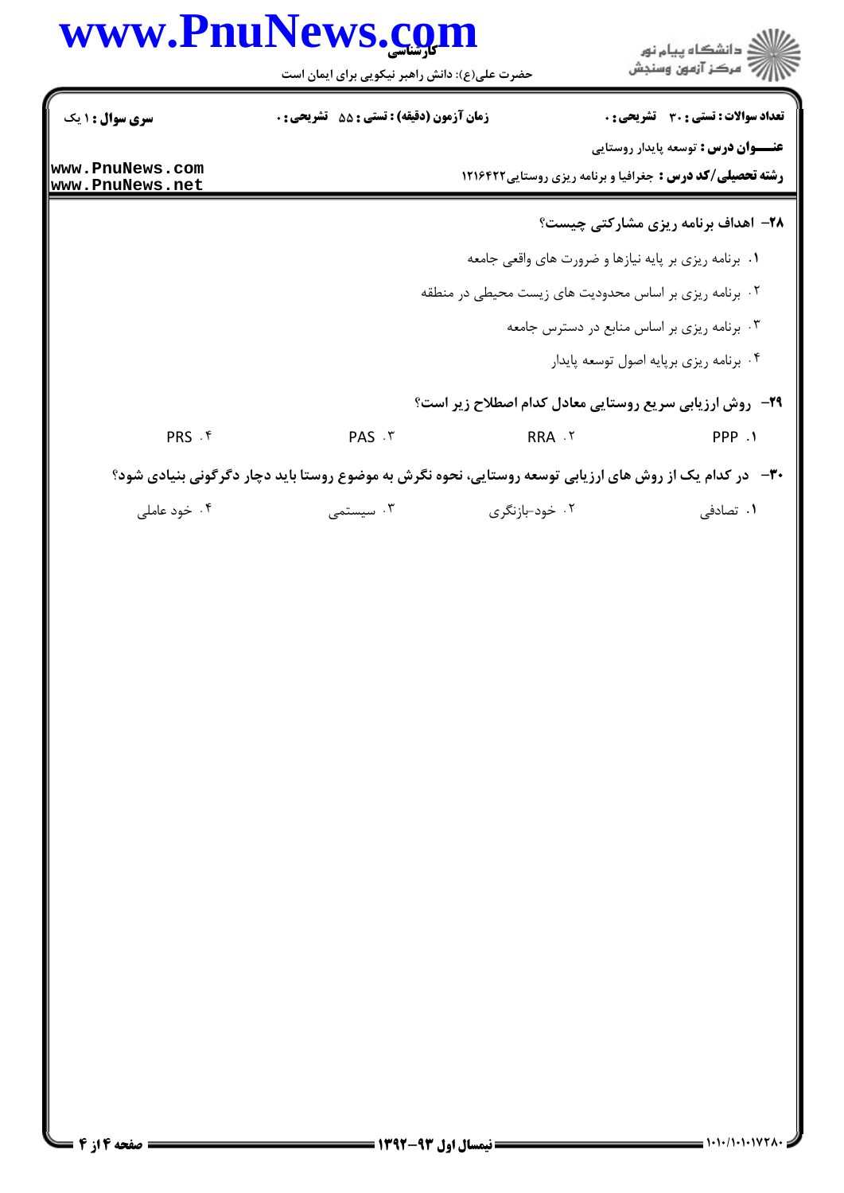**۲۸- اهداف برنامه ریزی مشارکتی چیست؟**

۱. برنامه ریزی بر پایه نیازها و ضرورت های واقعی جامعه

۲. برنامه ریزی بر اساس محدودیت های زیست محیطی در منطقه

۳. برنامه ریزی بر اساس منابع در دسترس جامعه

۴. برنامه ریزی برپایه اصول توسعه پایدار

**۲۹- روش ارزیابی سریع روستایی معادل کدام اصطلاح زیر است؟**

۱. PPP
۲. RRA
۳. PAS
۴. PRS

**۳۰- در کدام یک از روش های ارزیابی توسعه روستایی، نحوه نگرش به موضوع روستا باید دچار دگرگونی بنیادی شود؟**

۱. تصادفی
۲. خود-بازنگری
۳. سیستمی
۴. خود عاملی